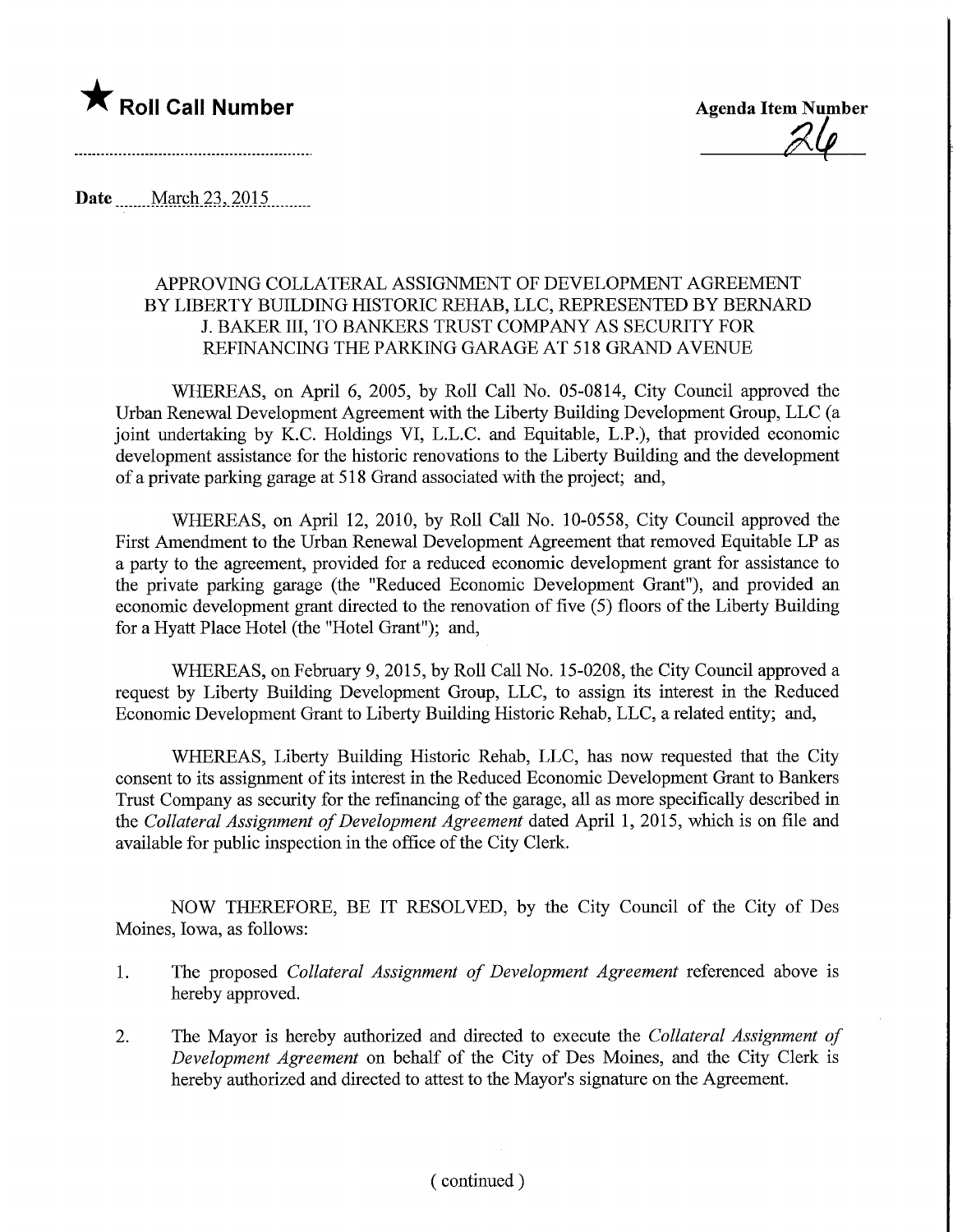★ **Roll Call Number**

Agenda Item Number 26

Date March 23, 2015

APPROVING COLLATERAL ASSIGNMENT OF DEVELOPMENT AGREEMENT BY LIBERTY BUILDING HISTORIC REHAB, LLC, REPRESENTED BY BERNARD J. BAKER III, TO BANKERS TRUST COMPANY AS SECURITY FOR REFINANCING THE PARKING GARAGE AT 518 GRAND AVENUE

WHEREAS, on April 6, 2005, by Roll Call No. 05-0814, City Council approved the Urban Renewal Development Agreement with the Liberty Building Development Group, LLC (a joint undertaking by K.C. Holdings VI, L.L.C. and Equitable, L.P.), that provided economic development assistance for the historic renovations to the Liberty Building and the development of a private parking garage at 518 Grand associated with the project; and,

WHEREAS, on April 12, 2010, by Roll Call No. 10-0558, City Council approved the First Amendment to the Urban Renewal Development Agreement that removed Equitable LP as a party to the agreement, provided for a reduced economic development grant for assistance to the private parking garage (the "Reduced Economic Development Grant"), and provided an economic development grant directed to the renovation of five (5) floors of the Liberty Building for a Hyatt Place Hotel (the "Hotel Grant"); and,

WHEREAS, on February 9, 2015, by Roll Call No. 15-0208, the City Council approved a request by Liberty Building Development Group, LLC, to assign its interest in the Reduced Economic Development Grant to Liberty Building Historic Rehab, LLC, a related entity; and,

WHEREAS, Liberty Building Historic Rehab, LLC, has now requested that the City consent to its assignment of its interest in the Reduced Economic Development Grant to Bankers Trust Company as security for the refinancing of the garage, all as more specifically described in the *Collateral Assignment of Development Agreement* dated April 1, 2015, which is on file and available for public inspection in the office of the City Clerk.

NOW THEREFORE, BE IT RESOLVED, by the City Council of the City of Des Moines, Iowa, as follows:

1. The proposed *Collateral Assignment of Development Agreement* referenced above is hereby approved.

2. The Mayor is hereby authorized and directed to execute the *Collateral Assignment of Development Agreement* on behalf of the City of Des Moines, and the City Clerk is hereby authorized and directed to attest to the Mayor's signature on the Agreement.

( continued )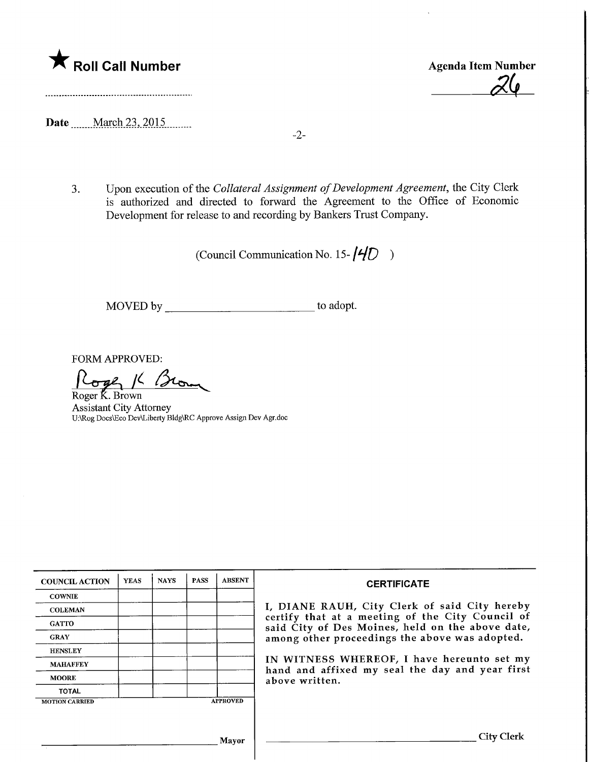★ **Roll Call Number**

**Agenda Item Number** 26

**Date** March 23, 2015

3. Upon execution of the *Collateral Assignment of Development Agreement*, the City Clerk is authorized and directed to forward the Agreement to the Office of Economic Development for release to and recording by Bankers Trust Company.

(Council Communication No. 15-140)

MOVED by ________________________ to adopt.

FORM APPROVED:

Roger K. Brown
Assistant City Attorney
U:\Rog Docs\Eco Dev\Liberty Bldg\RC Approve Assign Dev Agr.doc

| COUNCIL ACTION | YEAS | NAYS | PASS | ABSENT |
|---|---|---|---|---|
| COWNIE | | | | |
| COLEMAN | | | | |
| GATTO | | | | |
| GRAY | | | | |
| HENSLEY | | | | |
| MAHAFFEY | | | | |
| MOORE | | | | |
| TOTAL | | | | |
| MOTION CARRIED | | | | APPROVED |

________________________ Mayor

**CERTIFICATE**

I, DIANE RAUH, City Clerk of said City hereby certify that at a meeting of the City Council of said City of Des Moines, held on the above date, among other proceedings the above was adopted.

IN WITNESS WHEREOF, I have hereunto set my hand and affixed my seal the day and year first above written.

________________________ City Clerk